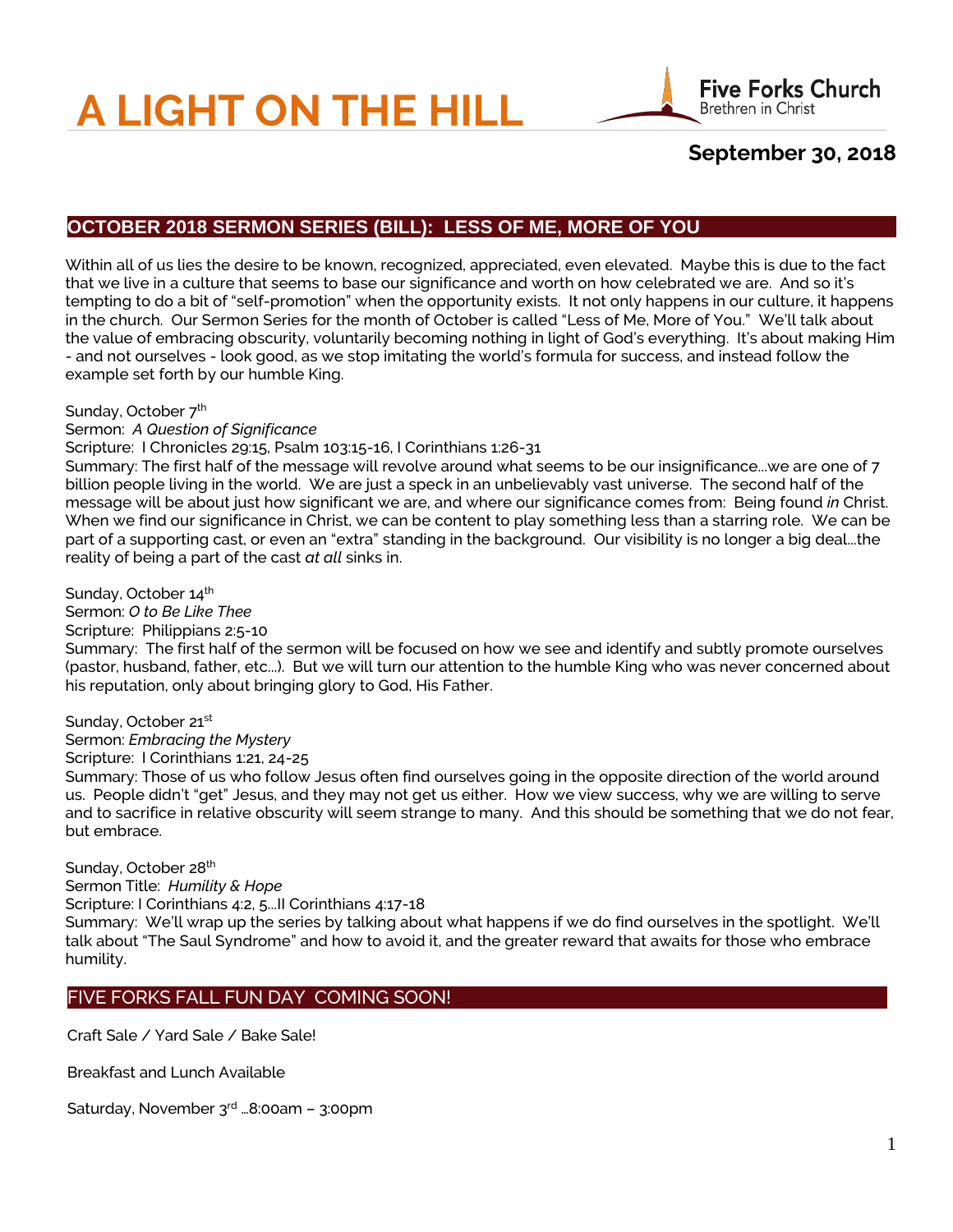# A LIGHT ON THE HILL

Five Forks Church
Brethren in Christ

## September 30, 2018

## OCTOBER 2018 SERMON SERIES (BILL): LESS OF ME, MORE OF YOU

Within all of us lies the desire to be known, recognized, appreciated, even elevated. Maybe this is due to the fact that we live in a culture that seems to base our significance and worth on how celebrated we are. And so it's tempting to do a bit of "self-promotion" when the opportunity exists. It not only happens in our culture, it happens in the church. Our Sermon Series for the month of October is called "Less of Me, More of You." We'll talk about the value of embracing obscurity, voluntarily becoming nothing in light of God's everything. It's about making Him - and not ourselves - look good, as we stop imitating the world's formula for success, and instead follow the example set forth by our humble King.

Sunday, October 7th
Sermon: *A Question of Significance*
Scripture: I Chronicles 29:15, Psalm 103:15-16, I Corinthians 1:26-31
Summary: The first half of the message will revolve around what seems to be our insignificance…we are one of 7 billion people living in the world. We are just a speck in an unbelievably vast universe. The second half of the message will be about just how significant we are, and where our significance comes from: Being found *in* Christ. When we find our significance in Christ, we can be content to play something less than a starring role. We can be part of a supporting cast, or even an "extra" standing in the background. Our visibility is no longer a big deal…the reality of being a part of the cast *at all* sinks in.

Sunday, October 14th
Sermon: *O to Be Like Thee*
Scripture: Philippians 2:5-10
Summary: The first half of the sermon will be focused on how we see and identify and subtly promote ourselves (pastor, husband, father, etc…). But we will turn our attention to the humble King who was never concerned about his reputation, only about bringing glory to God, His Father.

Sunday, October 21st
Sermon: *Embracing the Mystery*
Scripture: I Corinthians 1:21, 24-25
Summary: Those of us who follow Jesus often find ourselves going in the opposite direction of the world around us. People didn't "get" Jesus, and they may not get us either. How we view success, why we are willing to serve and to sacrifice in relative obscurity will seem strange to many. And this should be something that we do not fear, but embrace.

Sunday, October 28th
Sermon Title: *Humility & Hope*
Scripture: I Corinthians 4:2, 5…II Corinthians 4:17-18
Summary: We'll wrap up the series by talking about what happens if we do find ourselves in the spotlight. We'll talk about "The Saul Syndrome" and how to avoid it, and the greater reward that awaits for those who embrace humility.

## FIVE FORKS FALL FUN DAY COMING SOON!

Craft Sale / Yard Sale / Bake Sale!

Breakfast and Lunch Available

Saturday, November 3rd …8:00am – 3:00pm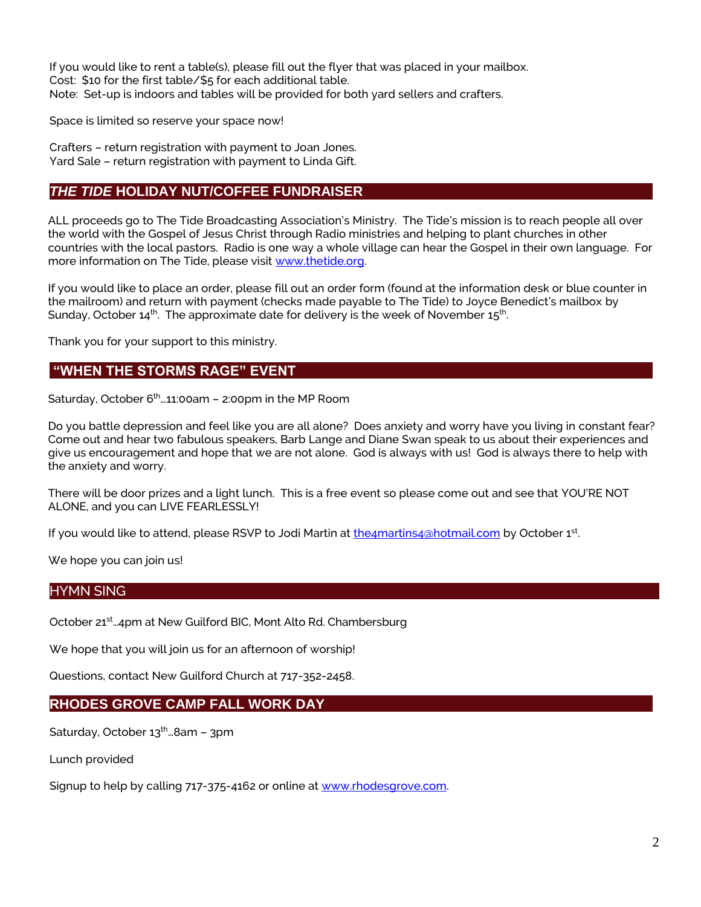If you would like to rent a table(s), please fill out the flyer that was placed in your mailbox.
Cost: $10 for the first table/$5 for each additional table.
Note: Set-up is indoors and tables will be provided for both yard sellers and crafters.

Space is limited so reserve your space now!

Crafters – return registration with payment to Joan Jones.
Yard Sale – return registration with payment to Linda Gift.

## *THE TIDE* HOLIDAY NUT/COFFEE FUNDRAISER

ALL proceeds go to The Tide Broadcasting Association's Ministry. The Tide's mission is to reach people all over the world with the Gospel of Jesus Christ through Radio ministries and helping to plant churches in other countries with the local pastors. Radio is one way a whole village can hear the Gospel in their own language. For more information on The Tide, please visit www.thetide.org.

If you would like to place an order, please fill out an order form (found at the information desk or blue counter in the mailroom) and return with payment (checks made payable to The Tide) to Joyce Benedict's mailbox by Sunday, October 14th. The approximate date for delivery is the week of November 15th.

Thank you for your support to this ministry.

## "WHEN THE STORMS RAGE" EVENT

Saturday, October 6th…11:00am – 2:00pm in the MP Room

Do you battle depression and feel like you are all alone? Does anxiety and worry have you living in constant fear? Come out and hear two fabulous speakers, Barb Lange and Diane Swan speak to us about their experiences and give us encouragement and hope that we are not alone. God is always with us! God is always there to help with the anxiety and worry.

There will be door prizes and a light lunch. This is a free event so please come out and see that YOU'RE NOT ALONE, and you can LIVE FEARLESSLY!

If you would like to attend, please RSVP to Jodi Martin at the4martins4@hotmail.com by October 1st.

We hope you can join us!

## HYMN SING

October 21st…4pm at New Guilford BIC, Mont Alto Rd. Chambersburg

We hope that you will join us for an afternoon of worship!

Questions, contact New Guilford Church at 717-352-2458.

## RHODES GROVE CAMP FALL WORK DAY

Saturday, October 13th…8am – 3pm

Lunch provided

Signup to help by calling 717-375-4162 or online at www.rhodesgrove.com.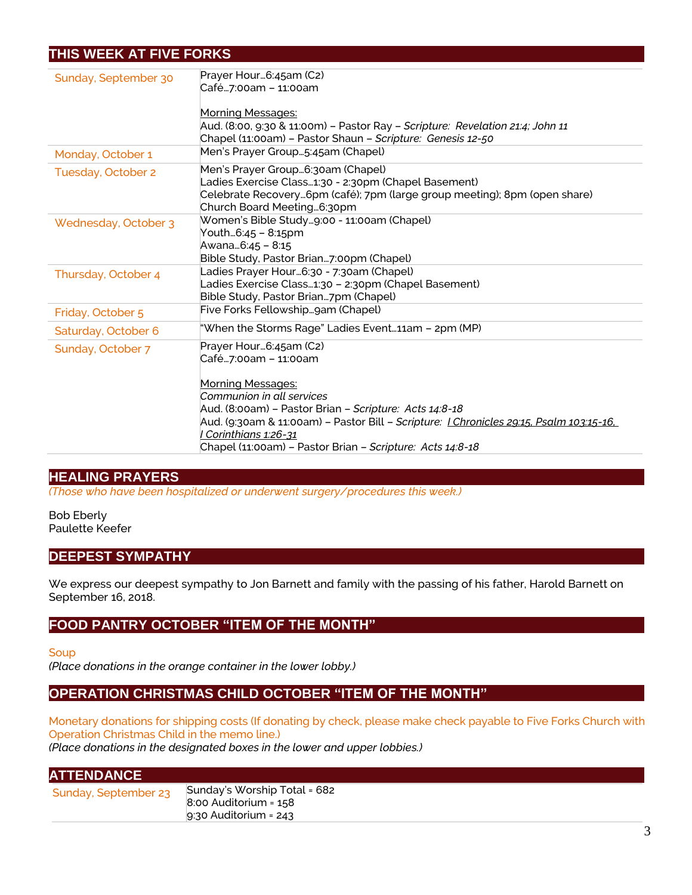## THIS WEEK AT FIVE FORKS

| | |
|---|---|
| Sunday, September 30 | Prayer Hour…6:45am (C2)<br>Café…7:00am – 11:00am<br><br><u>Morning Messages:</u><br>Aud. (8:00, 9:30 & 11:00m) – Pastor Ray – *Scripture: Revelation 21:4; John 11*<br>Chapel (11:00am) – Pastor Shaun – *Scripture: Genesis 12-50* |
| Monday, October 1 | Men's Prayer Group…5:45am (Chapel) |
| Tuesday, October 2 | Men's Prayer Group…6:30am (Chapel)<br>Ladies Exercise Class…1:30 - 2:30pm (Chapel Basement)<br>Celebrate Recovery…6pm (café); 7pm (large group meeting); 8pm (open share)<br>Church Board Meeting…6:30pm |
| Wednesday, October 3 | Women's Bible Study…9:00 - 11:00am (Chapel)<br>Youth…6:45 – 8:15pm<br>Awana…6:45 – 8:15<br>Bible Study, Pastor Brian…7:00pm (Chapel) |
| Thursday, October 4 | Ladies Prayer Hour…6:30 - 7:30am (Chapel)<br>Ladies Exercise Class…1:30 – 2:30pm (Chapel Basement)<br>Bible Study, Pastor Brian…7pm (Chapel) |
| Friday, October 5 | Five Forks Fellowship…9am (Chapel) |
| Saturday, October 6 | "When the Storms Rage" Ladies Event…11am – 2pm (MP) |
| Sunday, October 7 | Prayer Hour…6:45am (C2)<br>Café…7:00am – 11:00am<br><br><u>Morning Messages:</u><br>*Communion in all services*<br>Aud. (8:00am) – Pastor Brian – *Scripture: Acts 14:8-18*<br>Aud. (9:30am & 11:00am) – Pastor Bill – *Scripture: <u>I Chronicles 29:15, Psalm 103:15-16, I Corinthians 1:26-31</u>*<br>Chapel (11:00am) – Pastor Brian – *Scripture: Acts 14:8-18* |

## HEALING PRAYERS

*(Those who have been hospitalized or underwent surgery/procedures this week.)*

Bob Eberly
Paulette Keefer

## DEEPEST SYMPATHY

We express our deepest sympathy to Jon Barnett and family with the passing of his father, Harold Barnett on September 16, 2018.

## FOOD PANTRY OCTOBER "ITEM OF THE MONTH"

Soup
*(Place donations in the orange container in the lower lobby.)*

## OPERATION CHRISTMAS CHILD OCTOBER "ITEM OF THE MONTH"

Monetary donations for shipping costs (If donating by check, please make check payable to Five Forks Church with Operation Christmas Child in the memo line.)
*(Place donations in the designated boxes in the lower and upper lobbies.)*

## ATTENDANCE

| | |
|---|---|
| Sunday, September 23 | Sunday's Worship Total = 682<br>8:00 Auditorium = 158<br>9:30 Auditorium = 243 |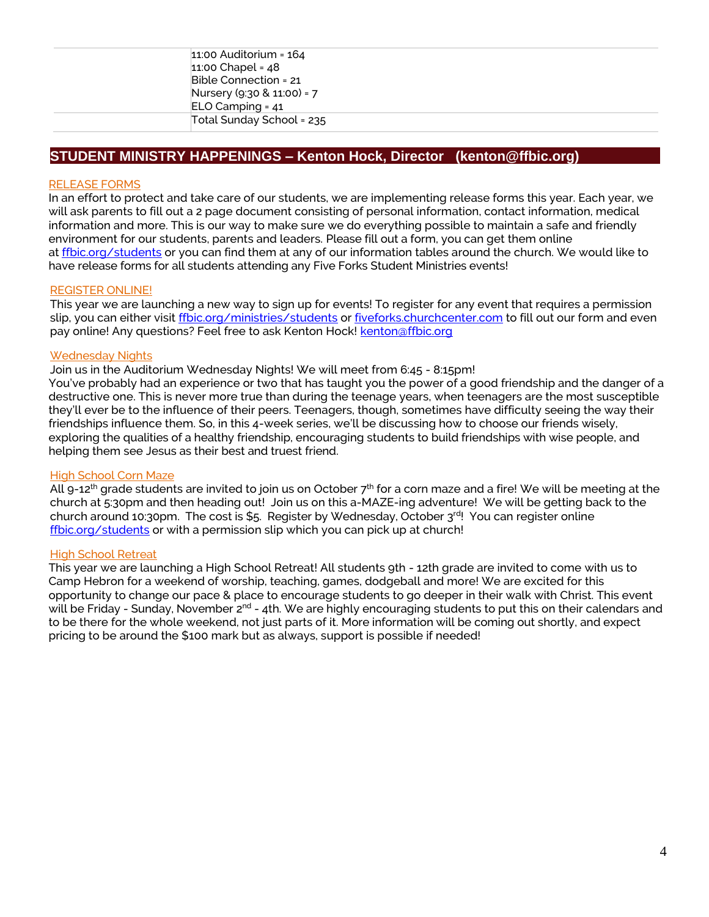| | |
|---|---|
| | 11:00 Auditorium = 164<br>11:00 Chapel = 48<br>Bible Connection = 21<br>Nursery (9:30 & 11:00) = 7<br>ELO Camping = 41 |
| | Total Sunday School = 235 |

## STUDENT MINISTRY HAPPENINGS – Kenton Hock, Director (kenton@ffbic.org)

### RELEASE FORMS

In an effort to protect and take care of our students, we are implementing release forms this year. Each year, we will ask parents to fill out a 2 page document consisting of personal information, contact information, medical information and more. This is our way to make sure we do everything possible to maintain a safe and friendly environment for our students, parents and leaders. Please fill out a form, you can get them online at ffbic.org/students or you can find them at any of our information tables around the church. We would like to have release forms for all students attending any Five Forks Student Ministries events!

### REGISTER ONLINE!

This year we are launching a new way to sign up for events! To register for any event that requires a permission slip, you can either visit ffbic.org/ministries/students or fiveforks.churchcenter.com to fill out our form and even pay online! Any questions? Feel free to ask Kenton Hock! kenton@ffbic.org

### Wednesday Nights

Join us in the Auditorium Wednesday Nights! We will meet from 6:45 - 8:15pm!
You've probably had an experience or two that has taught you the power of a good friendship and the danger of a destructive one. This is never more true than during the teenage years, when teenagers are the most susceptible they'll ever be to the influence of their peers. Teenagers, though, sometimes have difficulty seeing the way their friendships influence them. So, in this 4-week series, we'll be discussing how to choose our friends wisely, exploring the qualities of a healthy friendship, encouraging students to build friendships with wise people, and helping them see Jesus as their best and truest friend.

### High School Corn Maze

All 9-12th grade students are invited to join us on October 7th for a corn maze and a fire! We will be meeting at the church at 5:30pm and then heading out! Join us on this a-MAZE-ing adventure! We will be getting back to the church around 10:30pm. The cost is $5. Register by Wednesday, October 3rd! You can register online ffbic.org/students or with a permission slip which you can pick up at church!

### High School Retreat

This year we are launching a High School Retreat! All students 9th - 12th grade are invited to come with us to Camp Hebron for a weekend of worship, teaching, games, dodgeball and more! We are excited for this opportunity to change our pace & place to encourage students to go deeper in their walk with Christ. This event will be Friday - Sunday, November 2nd - 4th. We are highly encouraging students to put this on their calendars and to be there for the whole weekend, not just parts of it. More information will be coming out shortly, and expect pricing to be around the $100 mark but as always, support is possible if needed!